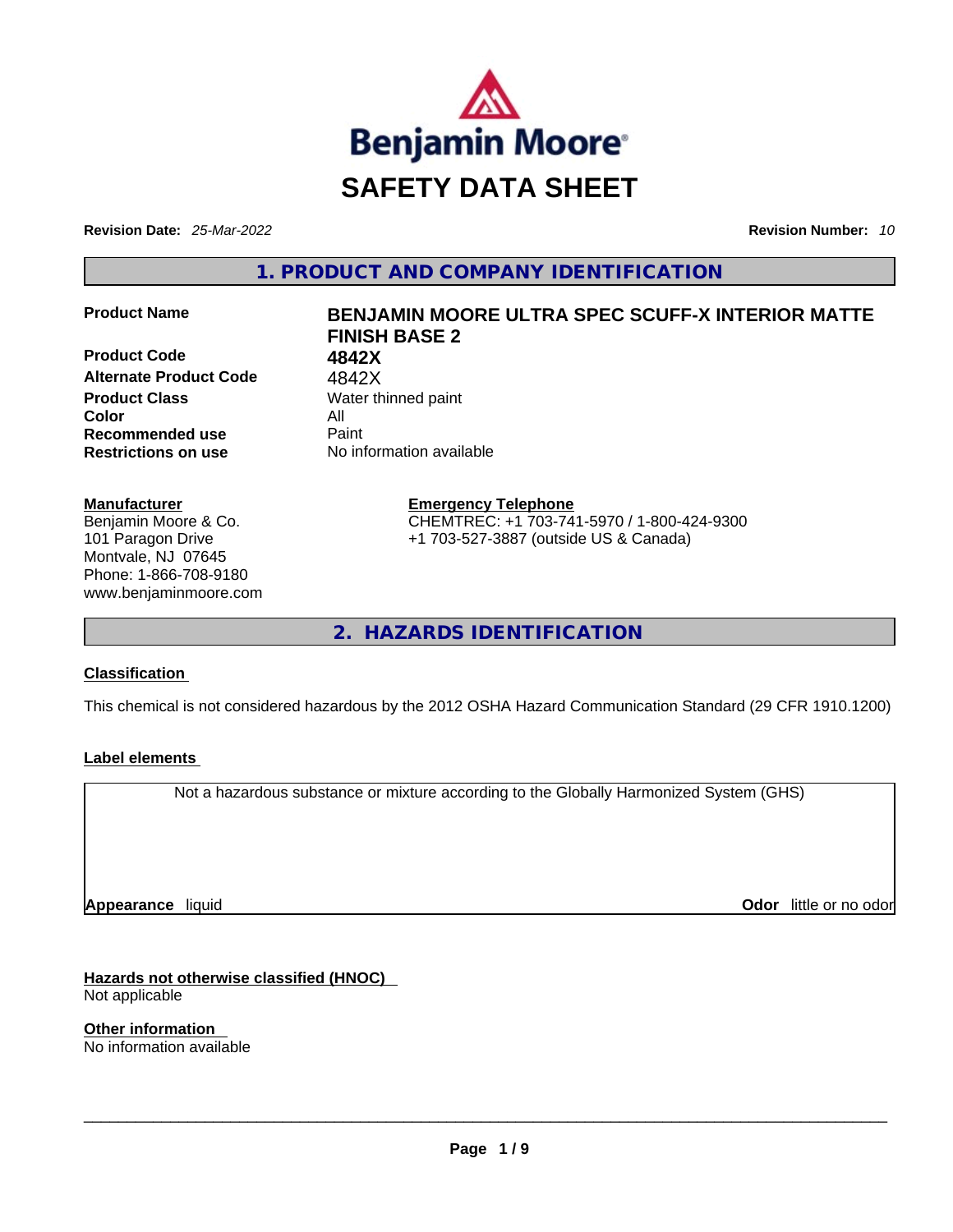# SAFETY DATA SHEET

**Revision Date:** *25-Mar-2022* **Revision Number:** *10*

## 1. PRODUCT AND COMPANY IDENTIFICATION

| | |
|---|---|
| **Product Name** | **BENJAMIN MOORE ULTRA SPEC SCUFF-X INTERIOR MATTE FINISH BASE 2** |
| **Product Code** | **4842X** |
| **Alternate Product Code** | 4842X |
| **Product Class** | Water thinned paint |
| **Color** | All |
| **Recommended use** | Paint |
| **Restrictions on use** | No information available |

**Manufacturer**
Benjamin Moore & Co.
101 Paragon Drive
Montvale, NJ 07645
Phone: 1-866-708-9180
www.benjaminmoore.com

**Emergency Telephone**
CHEMTREC: +1 703-741-5970 / 1-800-424-9300
+1 703-527-3887 (outside US & Canada)

## 2. HAZARDS IDENTIFICATION

**Classification**

This chemical is not considered hazardous by the 2012 OSHA Hazard Communication Standard (29 CFR 1910.1200)

**Label elements**

Not a hazardous substance or mixture according to the Globally Harmonized System (GHS)

**Appearance** liquid **Odor** little or no odor

**Hazards not otherwise classified (HNOC)**
Not applicable

**Other information**
No information available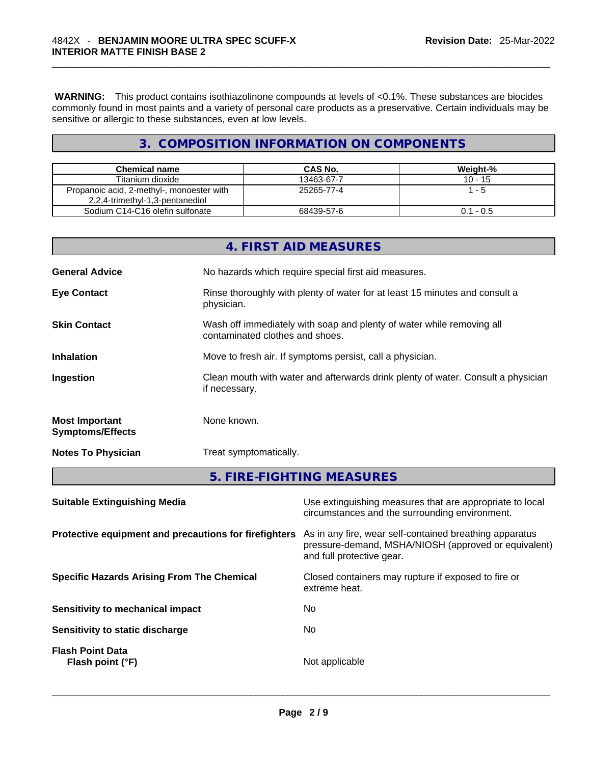**WARNING:** This product contains isothiazolinone compounds at levels of <0.1%. These substances are biocides commonly found in most paints and a variety of personal care products as a preservative. Certain individuals may be sensitive or allergic to these substances, even at low levels.

## 3. COMPOSITION INFORMATION ON COMPONENTS

| Chemical name | CAS No. | Weight-% |
|---|---|---|
| Titanium dioxide | 13463-67-7 | 10 - 15 |
| Propanoic acid, 2-methyl-, monoester with 2,2,4-trimethyl-1,3-pentanediol | 25265-77-4 | 1 - 5 |
| Sodium C14-C16 olefin sulfonate | 68439-57-6 | 0.1 - 0.5 |

## 4. FIRST AID MEASURES

**General Advice**
No hazards which require special first aid measures.

**Eye Contact**
Rinse thoroughly with plenty of water for at least 15 minutes and consult a physician.

**Skin Contact**
Wash off immediately with soap and plenty of water while removing all contaminated clothes and shoes.

**Inhalation**
Move to fresh air. If symptoms persist, call a physician.

**Ingestion**
Clean mouth with water and afterwards drink plenty of water. Consult a physician if necessary.

**Most Important Symptoms/Effects**
None known.

**Notes To Physician**
Treat symptomatically.

## 5. FIRE-FIGHTING MEASURES

**Suitable Extinguishing Media**
Use extinguishing measures that are appropriate to local circumstances and the surrounding environment.

**Protective equipment and precautions for firefighters**
As in any fire, wear self-contained breathing apparatus pressure-demand, MSHA/NIOSH (approved or equivalent) and full protective gear.

**Specific Hazards Arising From The Chemical**
Closed containers may rupture if exposed to fire or extreme heat.

**Sensitivity to mechanical impact**
No

**Sensitivity to static discharge**
No

**Flash Point Data**

**Flash point (°F)**
Not applicable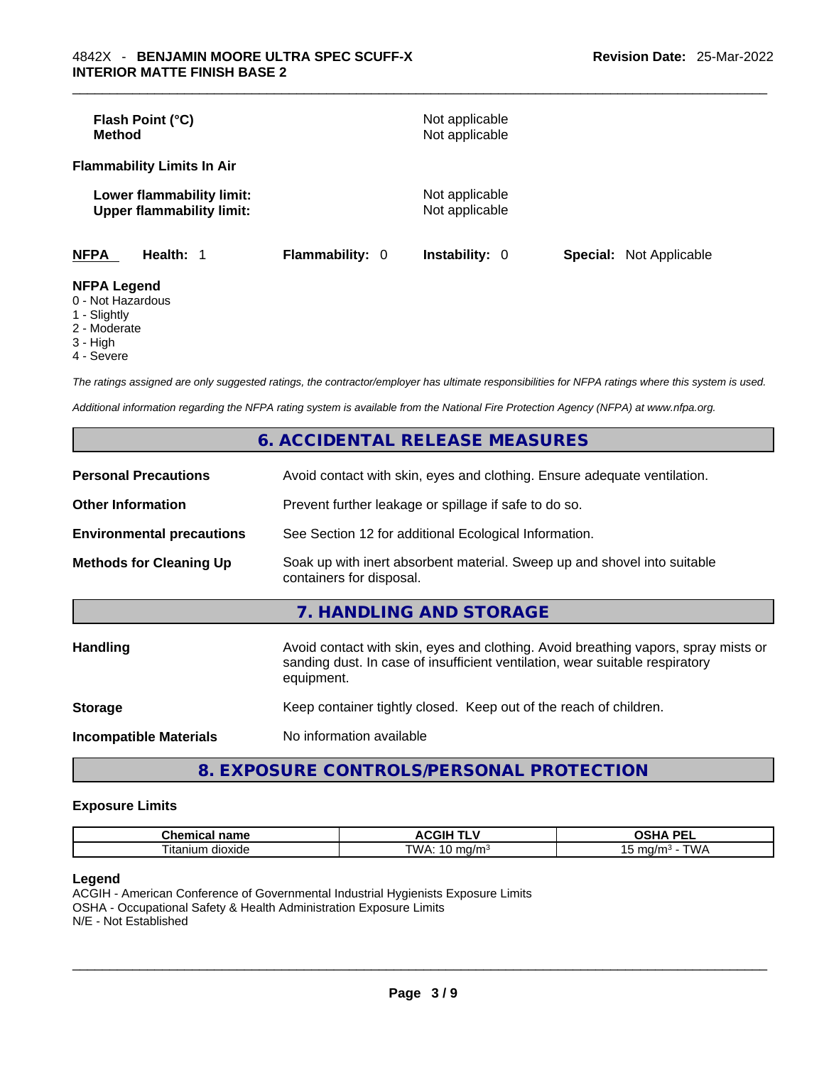| | |
|---|---|
| **Flash Point (°C)** | Not applicable |
| **Method** | Not applicable |

**Flammability Limits In Air**

| | |
|---|---|
| **Lower flammability limit:** | Not applicable |
| **Upper flammability limit:** | Not applicable |

**NFPA** **Health:** 1 **Flammability:** 0 **Instability:** 0 **Special:** Not Applicable

**NFPA Legend**
0 - Not Hazardous
1 - Slightly
2 - Moderate
3 - High
4 - Severe

*The ratings assigned are only suggested ratings, the contractor/employer has ultimate responsibilities for NFPA ratings where this system is used.*

*Additional information regarding the NFPA rating system is available from the National Fire Protection Agency (NFPA) at www.nfpa.org.*

## 6. ACCIDENTAL RELEASE MEASURES

| | |
|---|---|
| **Personal Precautions** | Avoid contact with skin, eyes and clothing. Ensure adequate ventilation. |
| **Other Information** | Prevent further leakage or spillage if safe to do so. |
| **Environmental precautions** | See Section 12 for additional Ecological Information. |
| **Methods for Cleaning Up** | Soak up with inert absorbent material. Sweep up and shovel into suitable containers for disposal. |

## 7. HANDLING AND STORAGE

| | |
|---|---|
| **Handling** | Avoid contact with skin, eyes and clothing. Avoid breathing vapors, spray mists or sanding dust. In case of insufficient ventilation, wear suitable respiratory equipment. |
| **Storage** | Keep container tightly closed. Keep out of the reach of children. |
| **Incompatible Materials** | No information available |

## 8. EXPOSURE CONTROLS/PERSONAL PROTECTION

### Exposure Limits

| Chemical name | ACGIH TLV | OSHA PEL |
|---|---|---|
| Titanium dioxide | TWA: 10 mg/m³ | 15 mg/m³ - TWA |

**Legend**
ACGIH - American Conference of Governmental Industrial Hygienists Exposure Limits
OSHA - Occupational Safety & Health Administration Exposure Limits
N/E - Not Established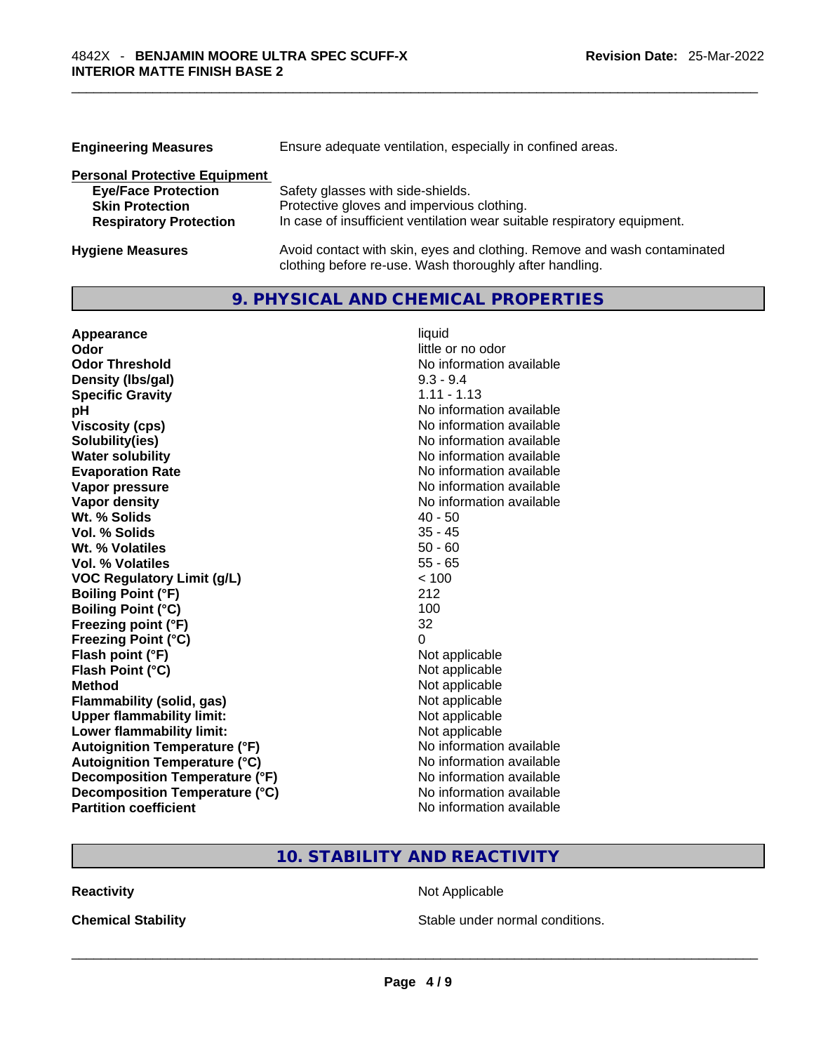| | |
|---|---|
| **Engineering Measures** | Ensure adequate ventilation, especially in confined areas. |

**Personal Protective Equipment**

| | |
|---|---|
| **Eye/Face Protection** | Safety glasses with side-shields. |
| **Skin Protection** | Protective gloves and impervious clothing. |
| **Respiratory Protection** | In case of insufficient ventilation wear suitable respiratory equipment. |

| | |
|---|---|
| **Hygiene Measures** | Avoid contact with skin, eyes and clothing. Remove and wash contaminated clothing before re-use. Wash thoroughly after handling. |

## 9. PHYSICAL AND CHEMICAL PROPERTIES

| | |
|---|---|
| **Appearance** | liquid |
| **Odor** | little or no odor |
| **Odor Threshold** | No information available |
| **Density (lbs/gal)** | 9.3 - 9.4 |
| **Specific Gravity** | 1.11 - 1.13 |
| **pH** | No information available |
| **Viscosity (cps)** | No information available |
| **Solubility(ies)** | No information available |
| **Water solubility** | No information available |
| **Evaporation Rate** | No information available |
| **Vapor pressure** | No information available |
| **Vapor density** | No information available |
| **Wt. % Solids** | 40 - 50 |
| **Vol. % Solids** | 35 - 45 |
| **Wt. % Volatiles** | 50 - 60 |
| **Vol. % Volatiles** | 55 - 65 |
| **VOC Regulatory Limit (g/L)** | < 100 |
| **Boiling Point (°F)** | 212 |
| **Boiling Point (°C)** | 100 |
| **Freezing point (°F)** | 32 |
| **Freezing Point (°C)** | 0 |
| **Flash point (°F)** | Not applicable |
| **Flash Point (°C)** | Not applicable |
| **Method** | Not applicable |
| **Flammability (solid, gas)** | Not applicable |
| **Upper flammability limit:** | Not applicable |
| **Lower flammability limit:** | Not applicable |
| **Autoignition Temperature (°F)** | No information available |
| **Autoignition Temperature (°C)** | No information available |
| **Decomposition Temperature (°F)** | No information available |
| **Decomposition Temperature (°C)** | No information available |
| **Partition coefficient** | No information available |

## 10. STABILITY AND REACTIVITY

| | |
|---|---|
| **Reactivity** | Not Applicable |
| **Chemical Stability** | Stable under normal conditions. |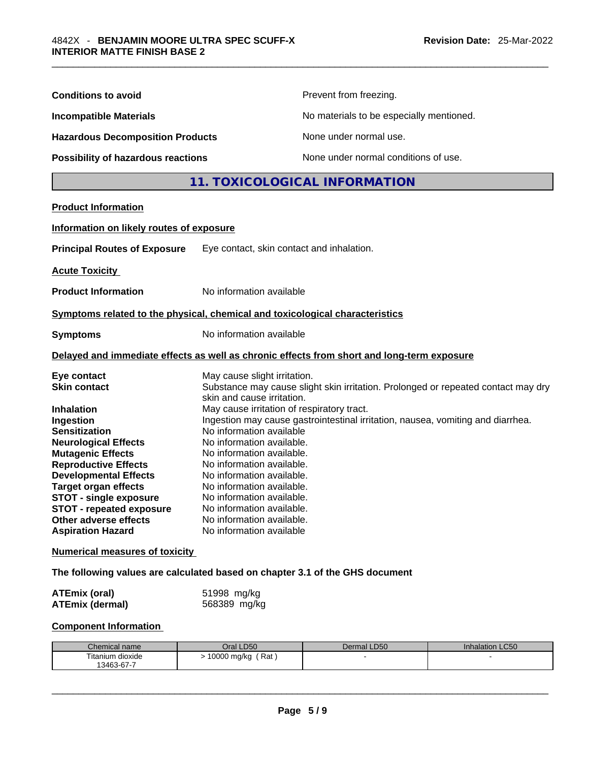**Conditions to avoid** Prevent from freezing.

**Incompatible Materials** No materials to be especially mentioned.

**Hazardous Decomposition Products** None under normal use.

**Possibility of hazardous reactions** None under normal conditions of use.

## 11. TOXICOLOGICAL INFORMATION

**Product Information**

**Information on likely routes of exposure**

**Principal Routes of Exposure** Eye contact, skin contact and inhalation.

**Acute Toxicity**

**Product Information** No information available

**Symptoms related to the physical, chemical and toxicological characteristics**

**Symptoms** No information available

**Delayed and immediate effects as well as chronic effects from short and long-term exposure**

**Eye contact** May cause slight irritation.
**Skin contact** Substance may cause slight skin irritation. Prolonged or repeated contact may dry skin and cause irritation.
**Inhalation** May cause irritation of respiratory tract.
**Ingestion** Ingestion may cause gastrointestinal irritation, nausea, vomiting and diarrhea.
**Sensitization** No information available
**Neurological Effects** No information available.
**Mutagenic Effects** No information available.
**Reproductive Effects** No information available.
**Developmental Effects** No information available.
**Target organ effects** No information available.
**STOT - single exposure** No information available.
**STOT - repeated exposure** No information available.
**Other adverse effects** No information available.
**Aspiration Hazard** No information available

**Numerical measures of toxicity**

**The following values are calculated based on chapter 3.1 of the GHS document**

**ATEmix (oral)** 51998 mg/kg
**ATEmix (dermal)** 568389 mg/kg

**Component Information**

| Chemical name | Oral LD50 | Dermal LD50 | Inhalation LC50 |
|---|---|---|---|
| Titanium dioxide 13463-67-7 | > 10000 mg/kg ( Rat ) | - | - |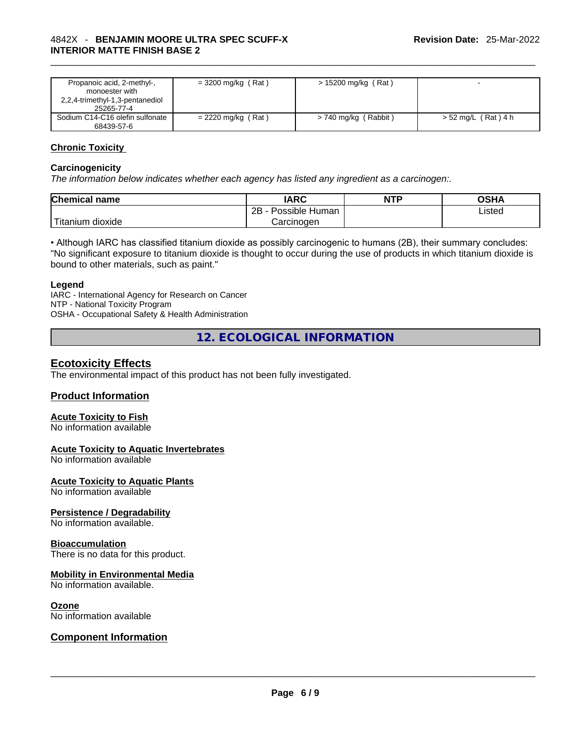| Propanoic acid, 2-methyl-, monoester with 2,2,4-trimethyl-1,3-pentanediol 25265-77-4 | = 3200 mg/kg ( Rat ) | > 15200 mg/kg ( Rat ) | - |
|---|---|---|---|
| Sodium C14-C16 olefin sulfonate 68439-57-6 | = 2220 mg/kg ( Rat ) | > 740 mg/kg ( Rabbit ) | > 52 mg/L ( Rat ) 4 h |

## Chronic Toxicity

### Carcinogenicity

*The information below indicates whether each agency has listed any ingredient as a carcinogen:.*

| Chemical name | IARC | NTP | OSHA |
|---|---|---|---|
| Titanium dioxide | 2B - Possible Human Carcinogen | | Listed |

• Although IARC has classified titanium dioxide as possibly carcinogenic to humans (2B), their summary concludes: "No significant exposure to titanium dioxide is thought to occur during the use of products in which titanium dioxide is bound to other materials, such as paint."

**Legend**
IARC - International Agency for Research on Cancer
NTP - National Toxicity Program
OSHA - Occupational Safety & Health Administration

# 12. ECOLOGICAL INFORMATION

## Ecotoxicity Effects

The environmental impact of this product has not been fully investigated.

## Product Information

### Acute Toxicity to Fish

No information available

### Acute Toxicity to Aquatic Invertebrates

No information available

### Acute Toxicity to Aquatic Plants

No information available

### Persistence / Degradability

No information available.

### Bioaccumulation

There is no data for this product.

### Mobility in Environmental Media

No information available.

### Ozone

No information available

## Component Information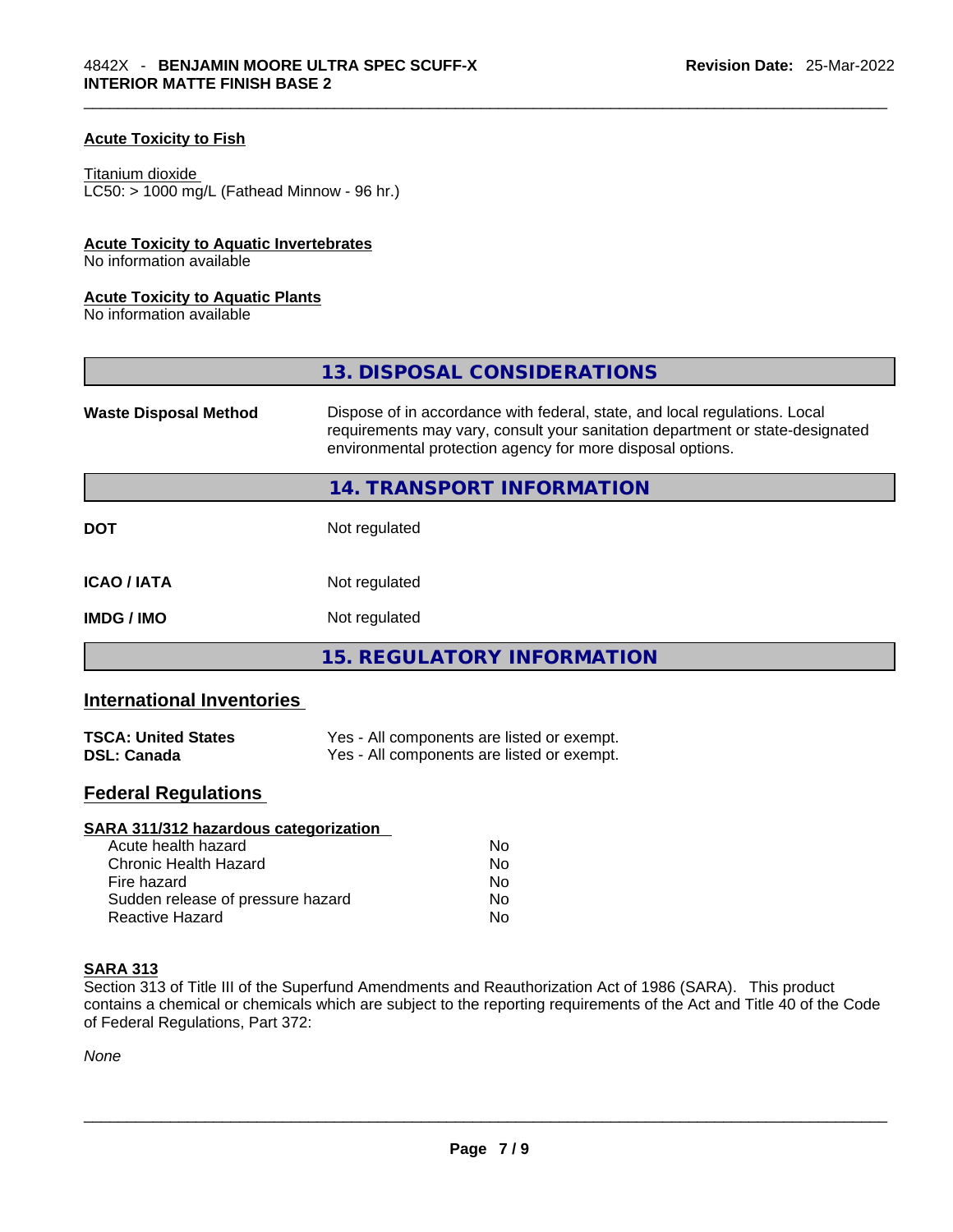### Acute Toxicity to Fish

Titanium dioxide
LC50: > 1000 mg/L (Fathead Minnow - 96 hr.)

### Acute Toxicity to Aquatic Invertebrates

No information available

### Acute Toxicity to Aquatic Plants

No information available

## 13. DISPOSAL CONSIDERATIONS

| | |
|---|---|
| **Waste Disposal Method** | Dispose of in accordance with federal, state, and local regulations. Local requirements may vary, consult your sanitation department or state-designated environmental protection agency for more disposal options. |

## 14. TRANSPORT INFORMATION

| | |
|---|---|
| **DOT** | Not regulated |
| **ICAO / IATA** | Not regulated |
| **IMDG / IMO** | Not regulated |

## 15. REGULATORY INFORMATION

### International Inventories

| | |
|---|---|
| **TSCA: United States** | Yes - All components are listed or exempt. |
| **DSL: Canada** | Yes - All components are listed or exempt. |

### Federal Regulations

**SARA 311/312 hazardous categorization**

| | |
|---|---|
| Acute health hazard | No |
| Chronic Health Hazard | No |
| Fire hazard | No |
| Sudden release of pressure hazard | No |
| Reactive Hazard | No |

**SARA 313**

Section 313 of Title III of the Superfund Amendments and Reauthorization Act of 1986 (SARA). This product contains a chemical or chemicals which are subject to the reporting requirements of the Act and Title 40 of the Code of Federal Regulations, Part 372:

*None*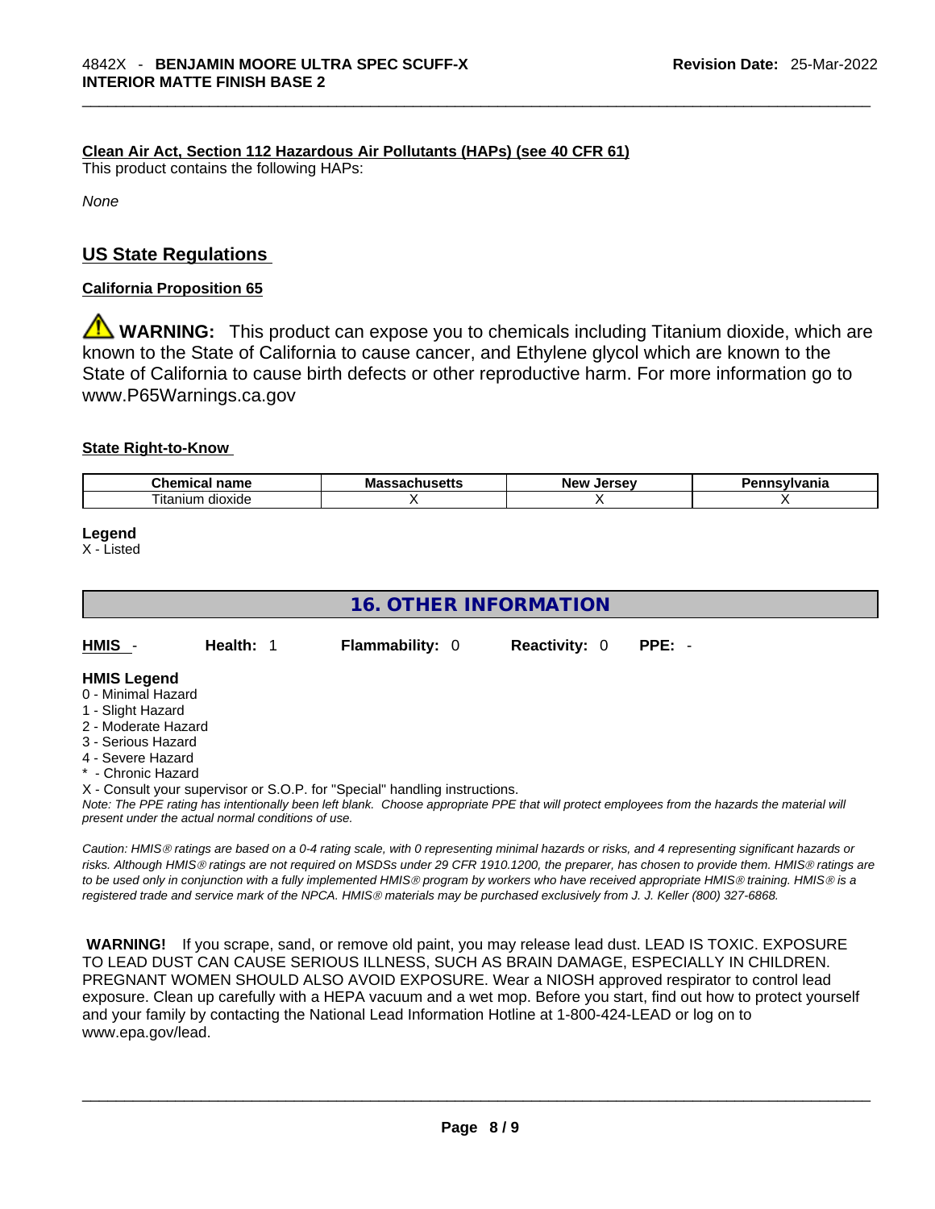**Clean Air Act, Section 112 Hazardous Air Pollutants (HAPs) (see 40 CFR 61)**

This product contains the following HAPs:

*None*

## US State Regulations

**California Proposition 65**

⚠ **WARNING:** This product can expose you to chemicals including Titanium dioxide, which are known to the State of California to cause cancer, and Ethylene glycol which are known to the State of California to cause birth defects or other reproductive harm. For more information go to www.P65Warnings.ca.gov

**State Right-to-Know**

| Chemical name | Massachusetts | New Jersey | Pennsylvania |
| --- | --- | --- | --- |
| Titanium dioxide | X | X | X |

**Legend**

X - Listed

## 16. OTHER INFORMATION

**HMIS** - **Health:** 1 **Flammability:** 0 **Reactivity:** 0 **PPE:** -

**HMIS Legend**

0 - Minimal Hazard
1 - Slight Hazard
2 - Moderate Hazard
3 - Serious Hazard
4 - Severe Hazard
* - Chronic Hazard
X - Consult your supervisor or S.O.P. for "Special" handling instructions.

*Note: The PPE rating has intentionally been left blank. Choose appropriate PPE that will protect employees from the hazards the material will present under the actual normal conditions of use.*

*Caution: HMIS® ratings are based on a 0-4 rating scale, with 0 representing minimal hazards or risks, and 4 representing significant hazards or risks. Although HMIS® ratings are not required on MSDSs under 29 CFR 1910.1200, the preparer, has chosen to provide them. HMIS® ratings are to be used only in conjunction with a fully implemented HMIS® program by workers who have received appropriate HMIS® training. HMIS® is a registered trade and service mark of the NPCA. HMIS® materials may be purchased exclusively from J. J. Keller (800) 327-6868.*

**WARNING!** If you scrape, sand, or remove old paint, you may release lead dust. LEAD IS TOXIC. EXPOSURE TO LEAD DUST CAN CAUSE SERIOUS ILLNESS, SUCH AS BRAIN DAMAGE, ESPECIALLY IN CHILDREN. PREGNANT WOMEN SHOULD ALSO AVOID EXPOSURE. Wear a NIOSH approved respirator to control lead exposure. Clean up carefully with a HEPA vacuum and a wet mop. Before you start, find out how to protect yourself and your family by contacting the National Lead Information Hotline at 1-800-424-LEAD or log on to www.epa.gov/lead.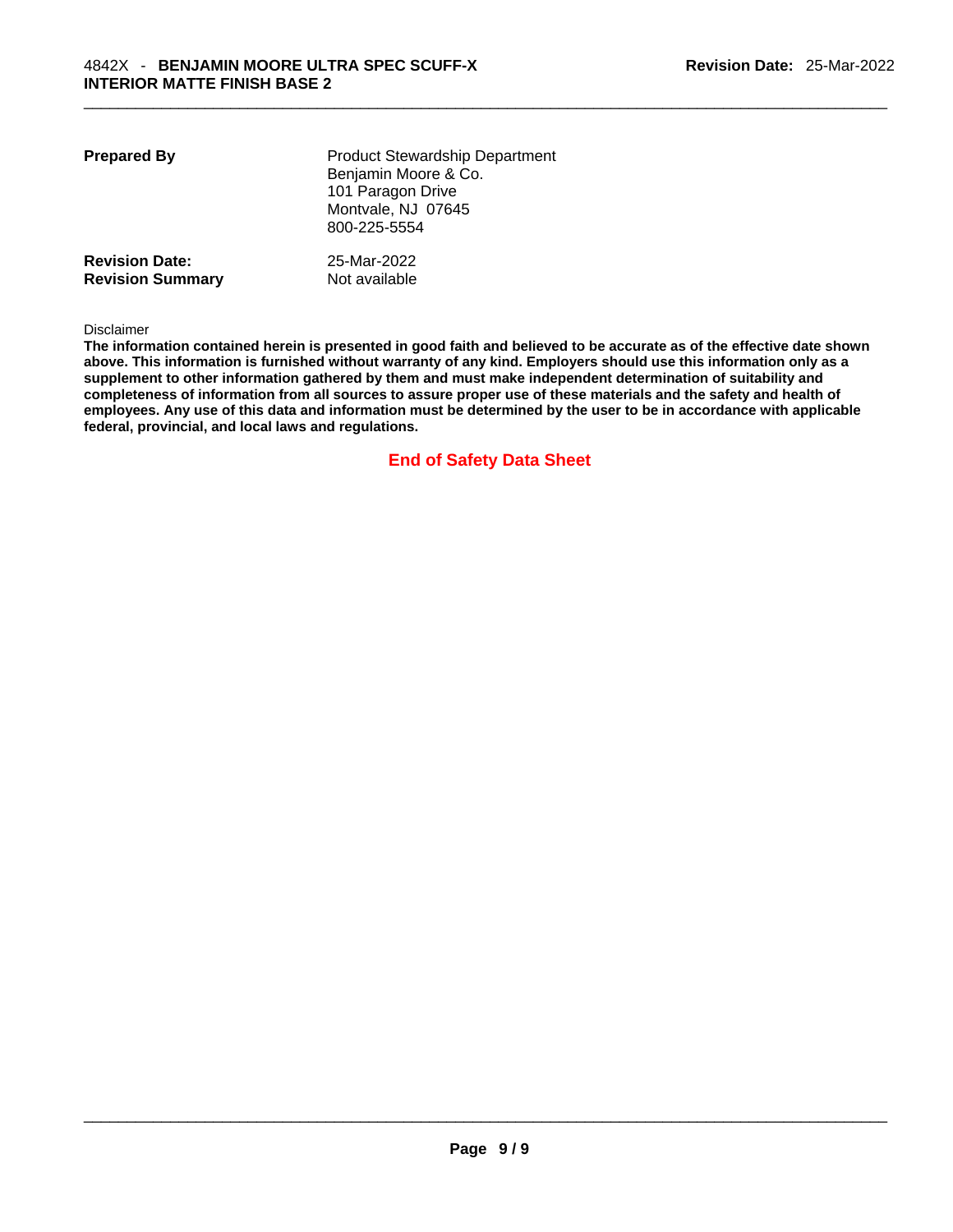| | |
|---|---|
| **Prepared By** | Product Stewardship Department<br>Benjamin Moore & Co.<br>101 Paragon Drive<br>Montvale, NJ  07645<br>800-225-5554 |
| **Revision Date:** | 25-Mar-2022 |
| **Revision Summary** | Not available |

Disclaimer

**The information contained herein is presented in good faith and believed to be accurate as of the effective date shown above. This information is furnished without warranty of any kind. Employers should use this information only as a supplement to other information gathered by them and must make independent determination of suitability and completeness of information from all sources to assure proper use of these materials and the safety and health of employees. Any use of this data and information must be determined by the user to be in accordance with applicable federal, provincial, and local laws and regulations.**

**End of Safety Data Sheet**